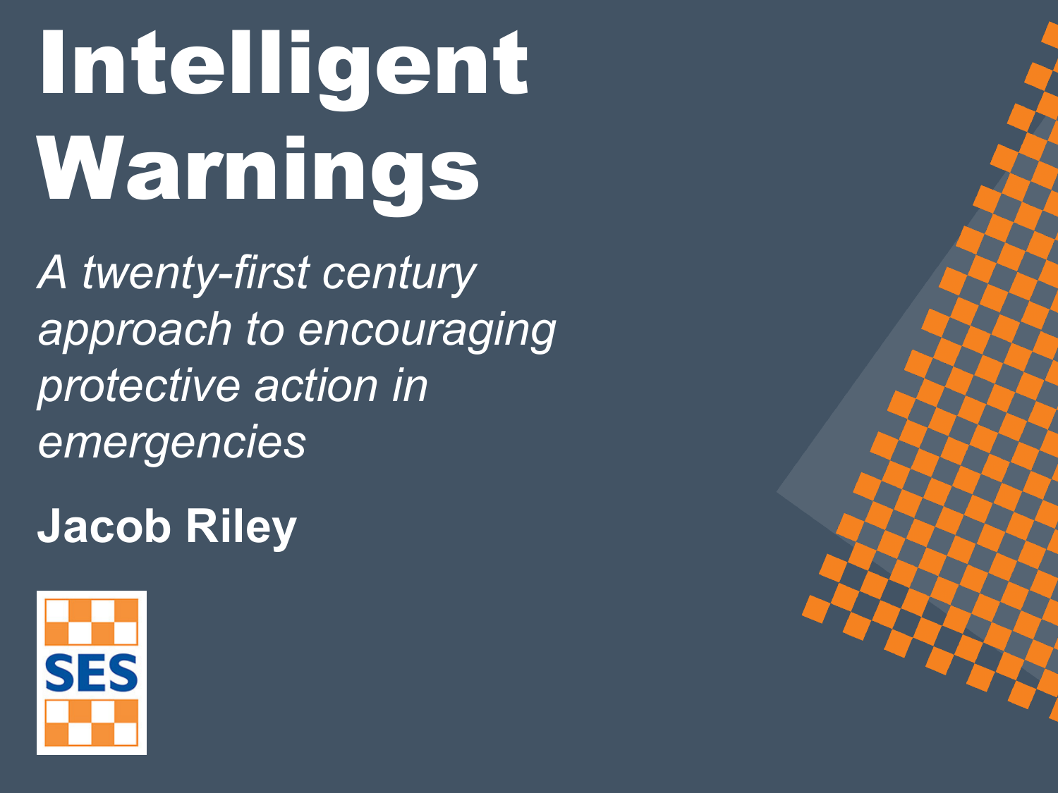# Intelligent Warnings

*A twenty-first century approach to encouraging protective action in emergencies*

**Jacob Riley**

SES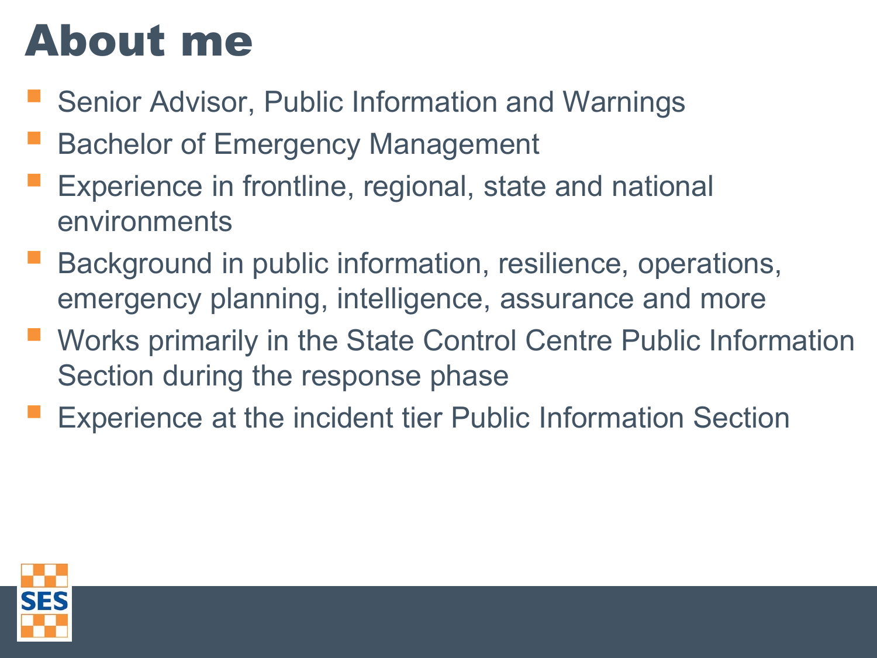# About me

- Senior Advisor, Public Information and Warnings
- Bachelor of Emergency Management
- Experience in frontline, regional, state and national environments
- Background in public information, resilience, operations, emergency planning, intelligence, assurance and more
- Works primarily in the State Control Centre Public Information Section during the response phase
- Experience at the incident tier Public Information Section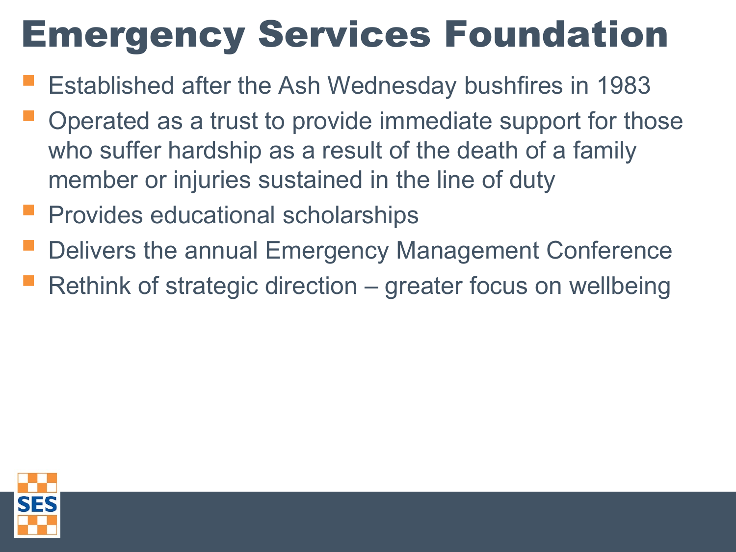# Emergency Services Foundation

- Established after the Ash Wednesday bushfires in 1983
- Operated as a trust to provide immediate support for those who suffer hardship as a result of the death of a family member or injuries sustained in the line of duty
- Provides educational scholarships
- Delivers the annual Emergency Management Conference
- Rethink of strategic direction – greater focus on wellbeing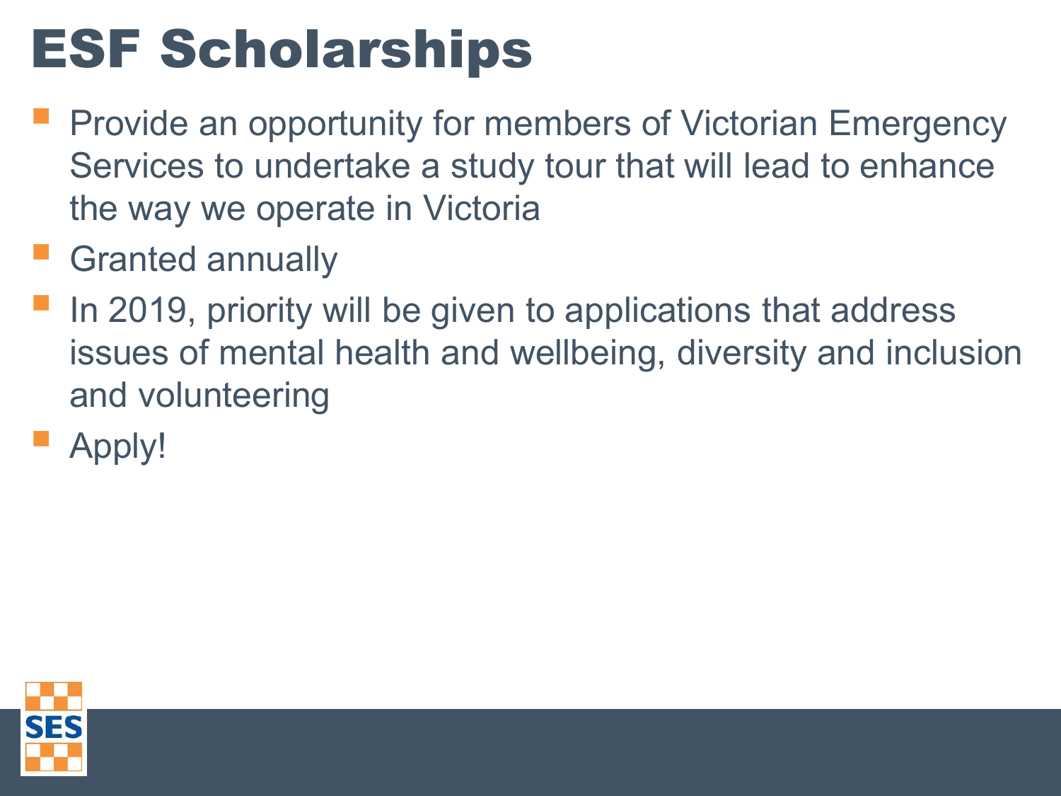# ESF Scholarships

- Provide an opportunity for members of Victorian Emergency Services to undertake a study tour that will lead to enhance the way we operate in Victoria
- Granted annually
- In 2019, priority will be given to applications that address issues of mental health and wellbeing, diversity and inclusion and volunteering
- Apply!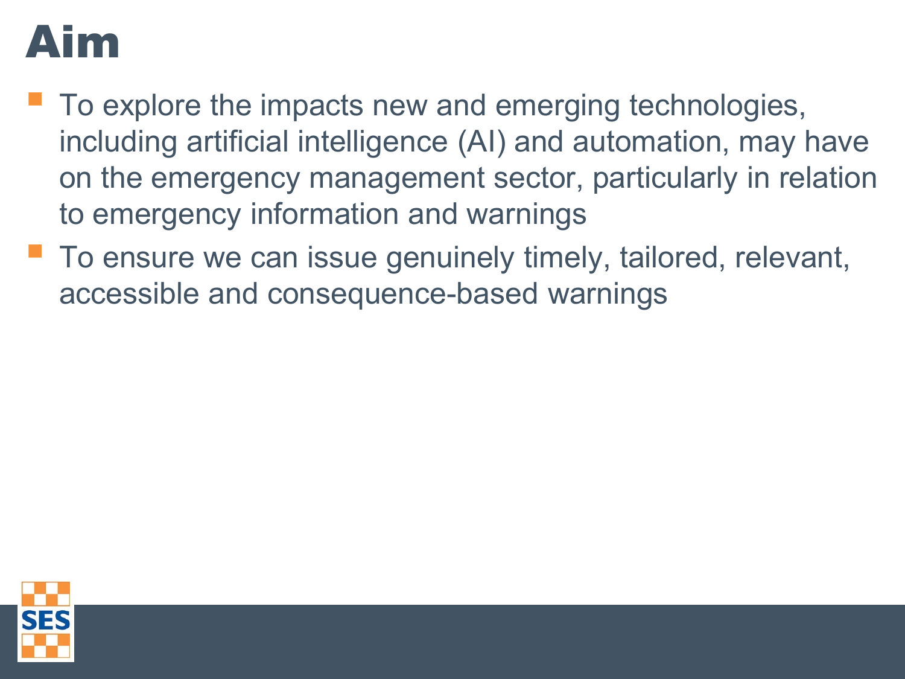# Aim

- To explore the impacts new and emerging technologies, including artificial intelligence (AI) and automation, may have on the emergency management sector, particularly in relation to emergency information and warnings
- To ensure we can issue genuinely timely, tailored, relevant, accessible and consequence-based warnings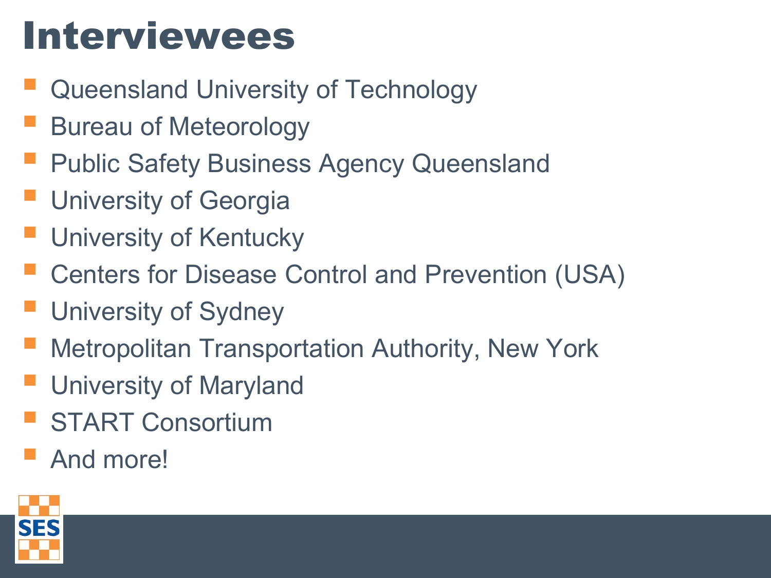# Interviewees

- Queensland University of Technology
- Bureau of Meteorology
- Public Safety Business Agency Queensland
- University of Georgia
- University of Kentucky
- Centers for Disease Control and Prevention (USA)
- University of Sydney
- Metropolitan Transportation Authority, New York
- University of Maryland
- START Consortium
- And more!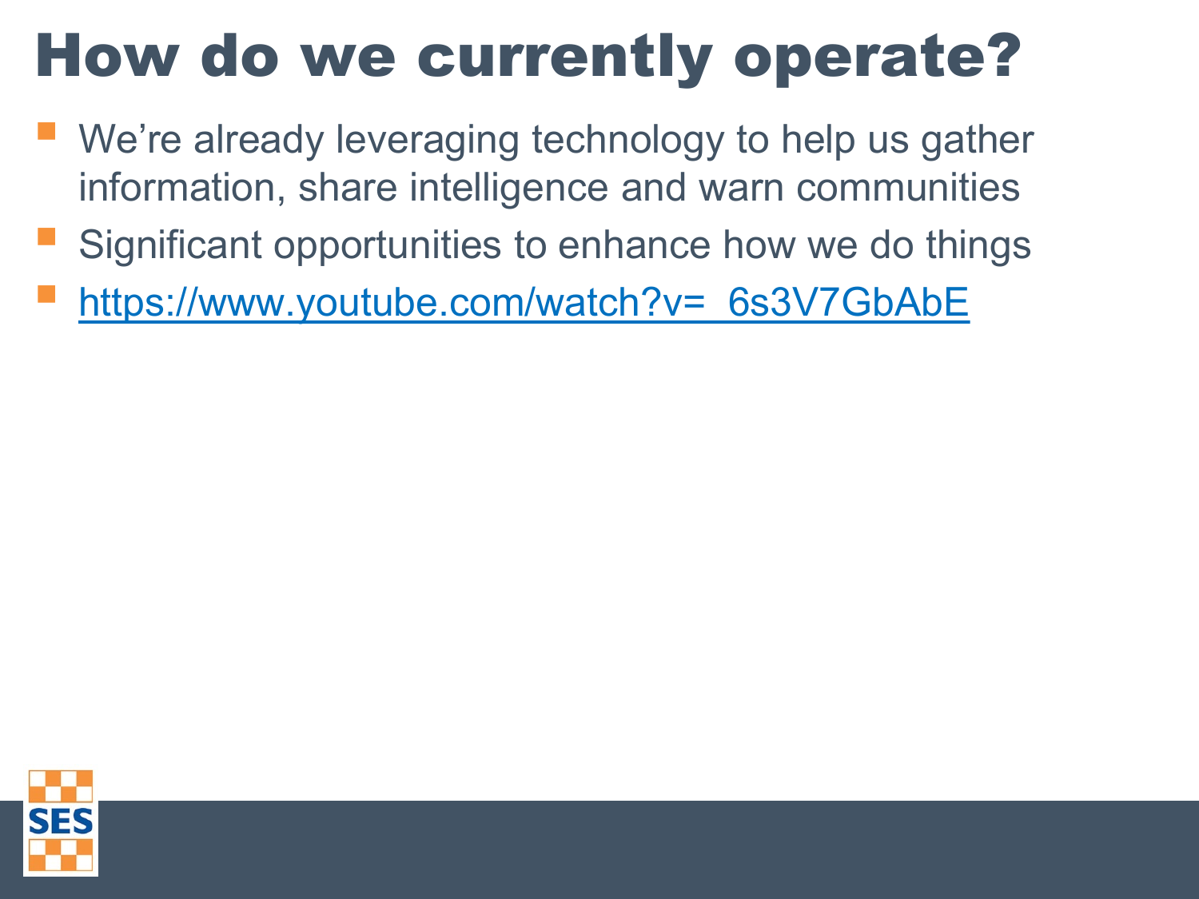# How do we currently operate?

- We're already leveraging technology to help us gather information, share intelligence and warn communities
- Significant opportunities to enhance how we do things
- https://www.youtube.com/watch?v=_6s3V7GbAbE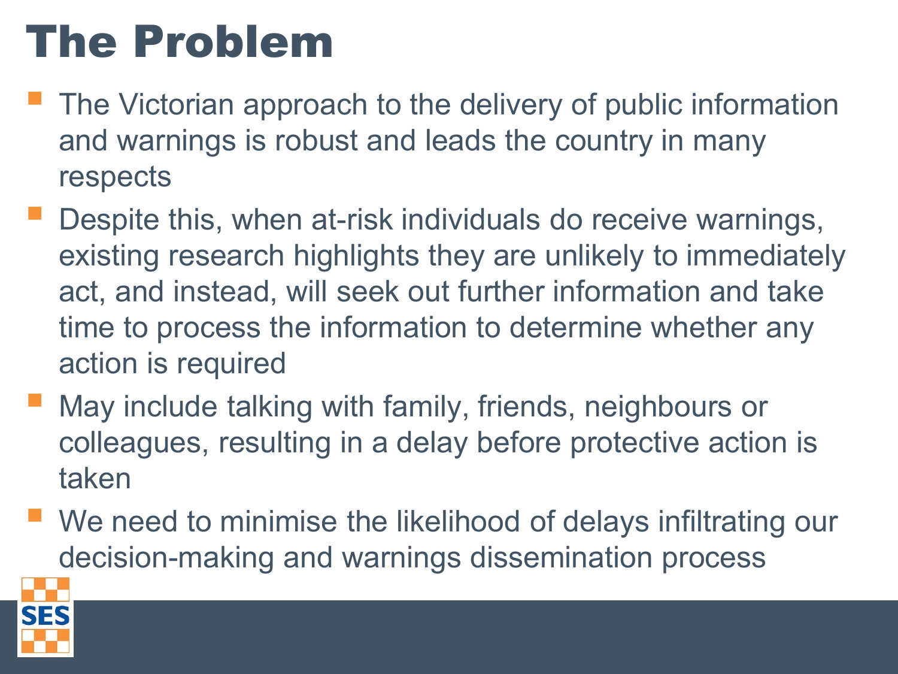# The Problem

- The Victorian approach to the delivery of public information and warnings is robust and leads the country in many respects
- Despite this, when at-risk individuals do receive warnings, existing research highlights they are unlikely to immediately act, and instead, will seek out further information and take time to process the information to determine whether any action is required
- May include talking with family, friends, neighbours or colleagues, resulting in a delay before protective action is taken
- We need to minimise the likelihood of delays infiltrating our decision-making and warnings dissemination process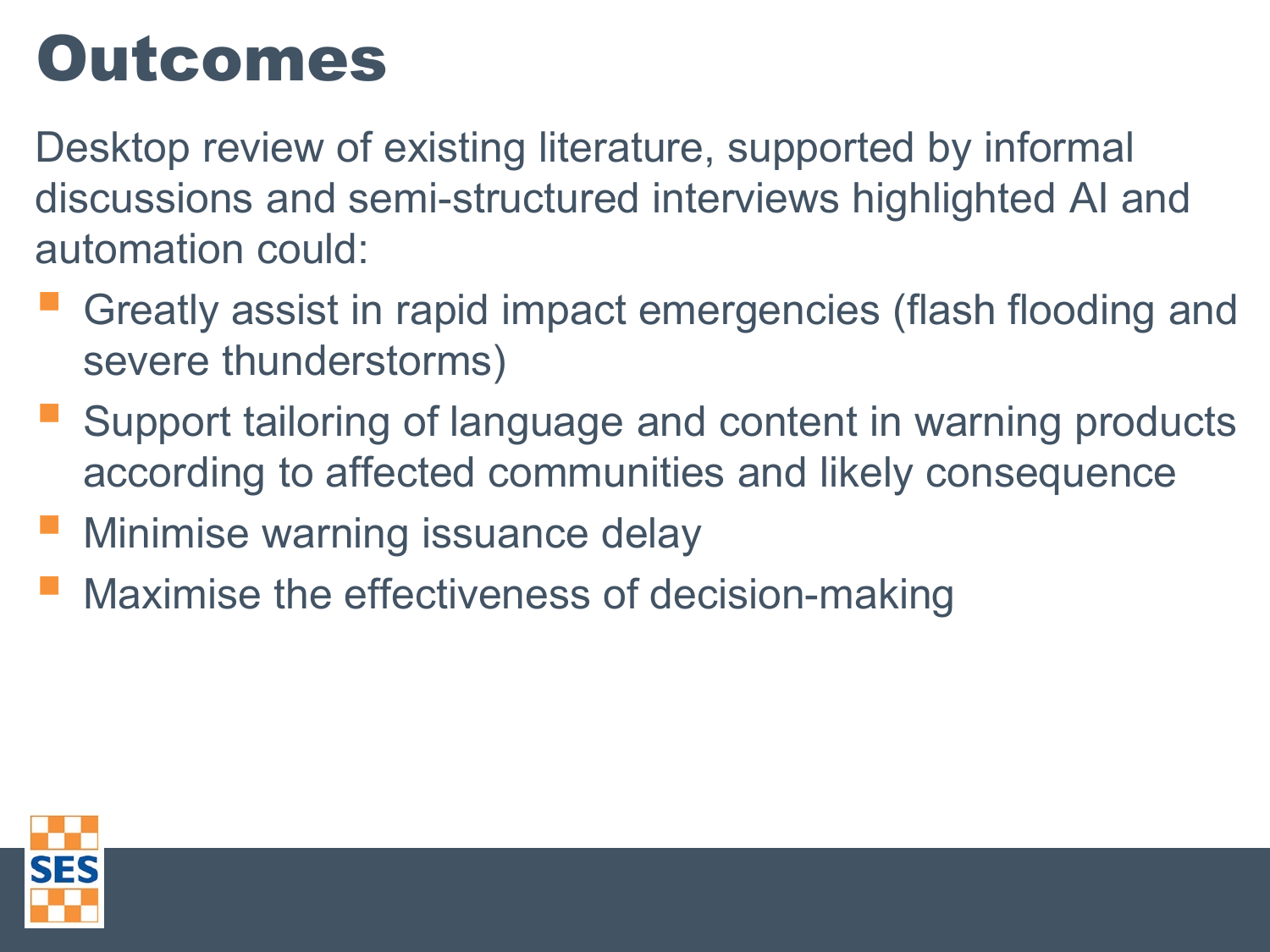# Outcomes

Desktop review of existing literature, supported by informal discussions and semi-structured interviews highlighted AI and automation could:

- Greatly assist in rapid impact emergencies (flash flooding and severe thunderstorms)
- Support tailoring of language and content in warning products according to affected communities and likely consequence
- Minimise warning issuance delay
- Maximise the effectiveness of decision-making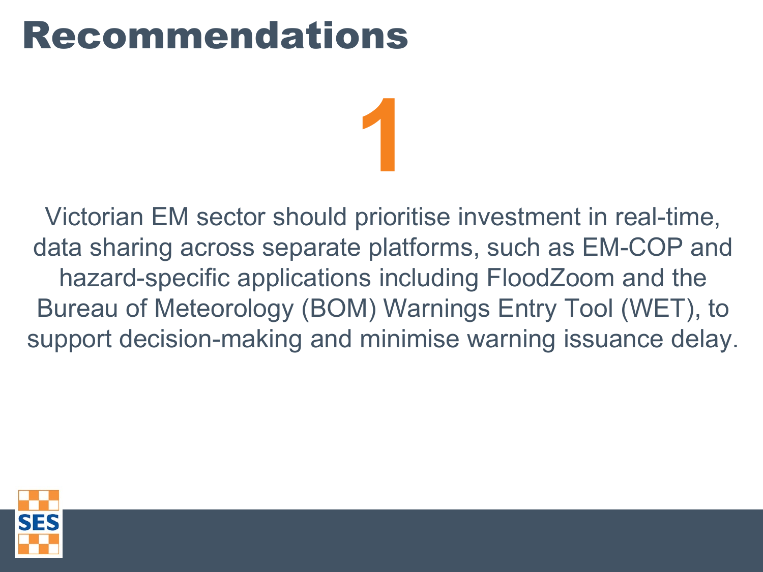# Recommendations

## 1

Victorian EM sector should prioritise investment in real-time, data sharing across separate platforms, such as EM-COP and hazard-specific applications including FloodZoom and the Bureau of Meteorology (BOM) Warnings Entry Tool (WET), to support decision-making and minimise warning issuance delay.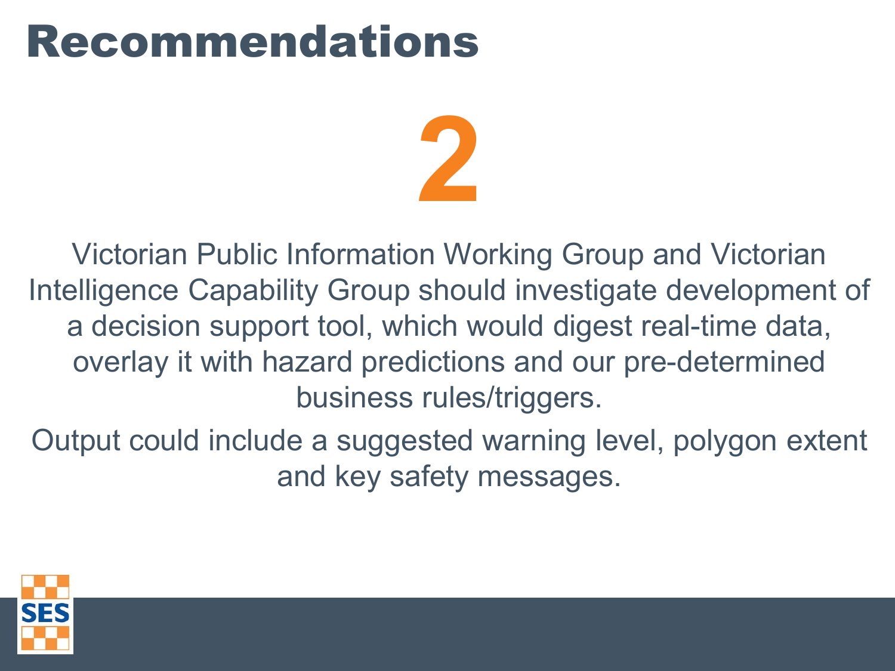# Recommendations

## 2

Victorian Public Information Working Group and Victorian Intelligence Capability Group should investigate development of a decision support tool, which would digest real-time data, overlay it with hazard predictions and our pre-determined business rules/triggers.

Output could include a suggested warning level, polygon extent and key safety messages.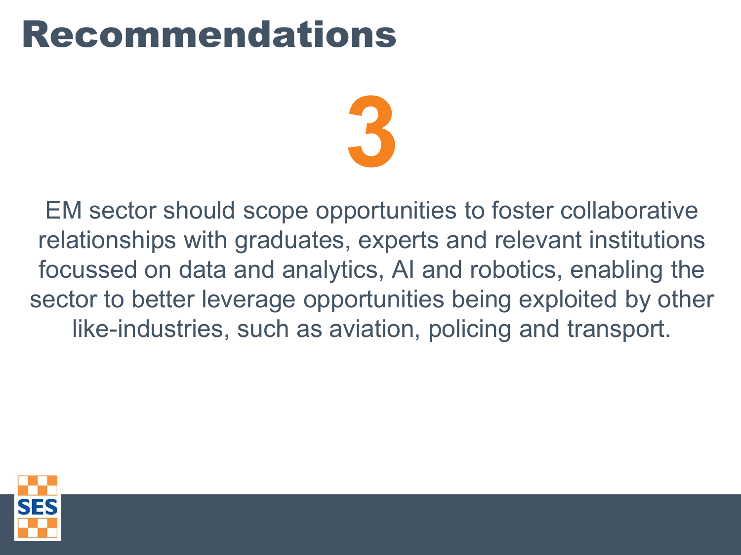# Recommendations

## 3

EM sector should scope opportunities to foster collaborative relationships with graduates, experts and relevant institutions focussed on data and analytics, AI and robotics, enabling the sector to better leverage opportunities being exploited by other like-industries, such as aviation, policing and transport.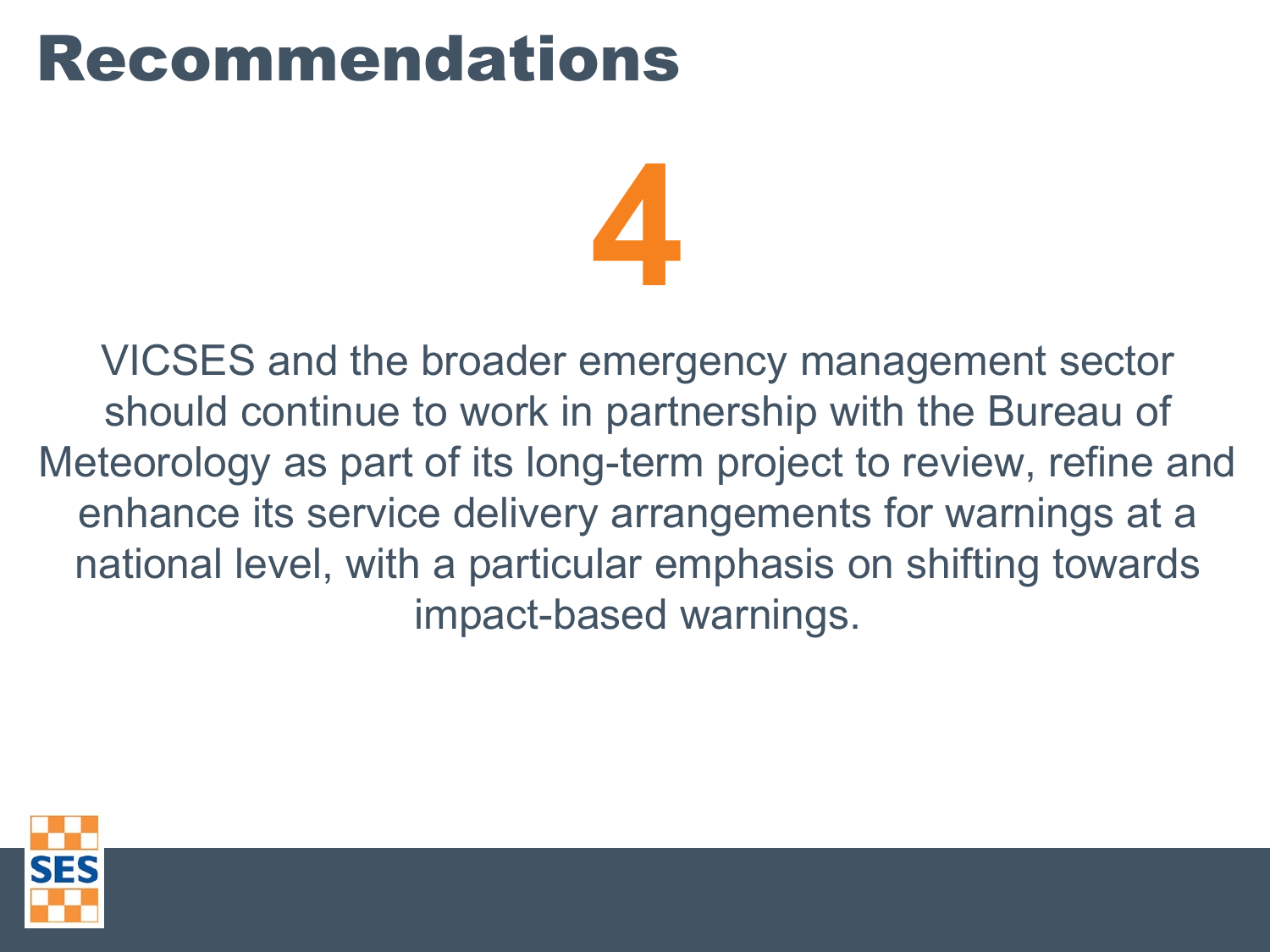# Recommendations

## 4

VICSES and the broader emergency management sector should continue to work in partnership with the Bureau of Meteorology as part of its long-term project to review, refine and enhance its service delivery arrangements for warnings at a national level, with a particular emphasis on shifting towards impact-based warnings.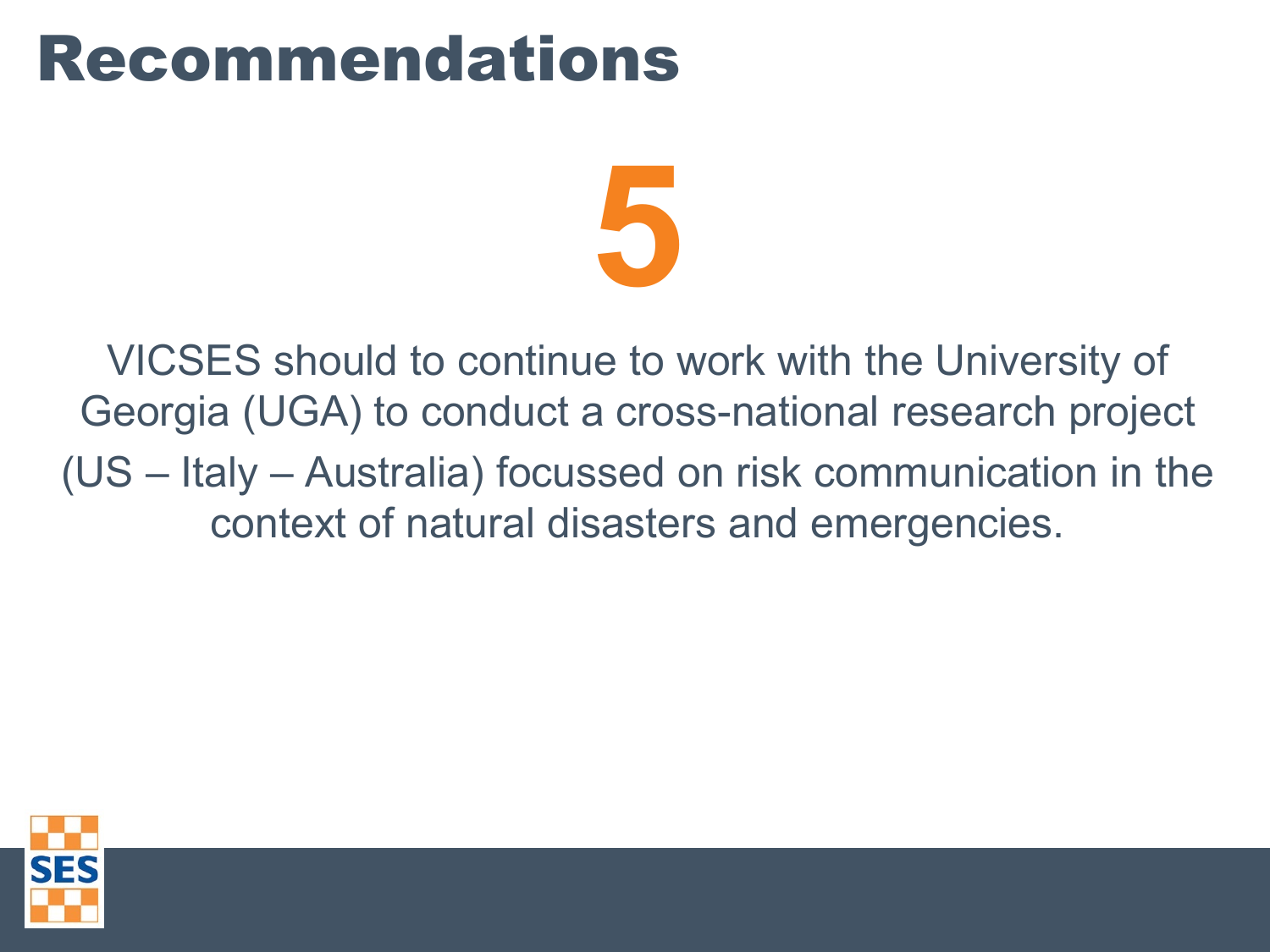# Recommendations

## 5

VICSES should to continue to work with the University of Georgia (UGA) to conduct a cross-national research project (US – Italy – Australia) focussed on risk communication in the context of natural disasters and emergencies.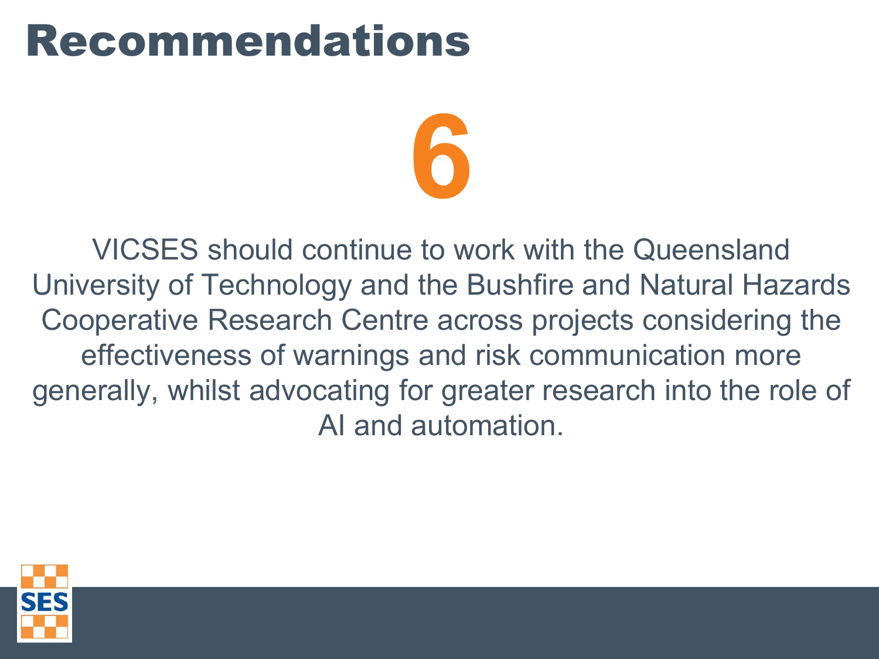# Recommendations

## 6

VICSES should continue to work with the Queensland University of Technology and the Bushfire and Natural Hazards Cooperative Research Centre across projects considering the effectiveness of warnings and risk communication more generally, whilst advocating for greater research into the role of AI and automation.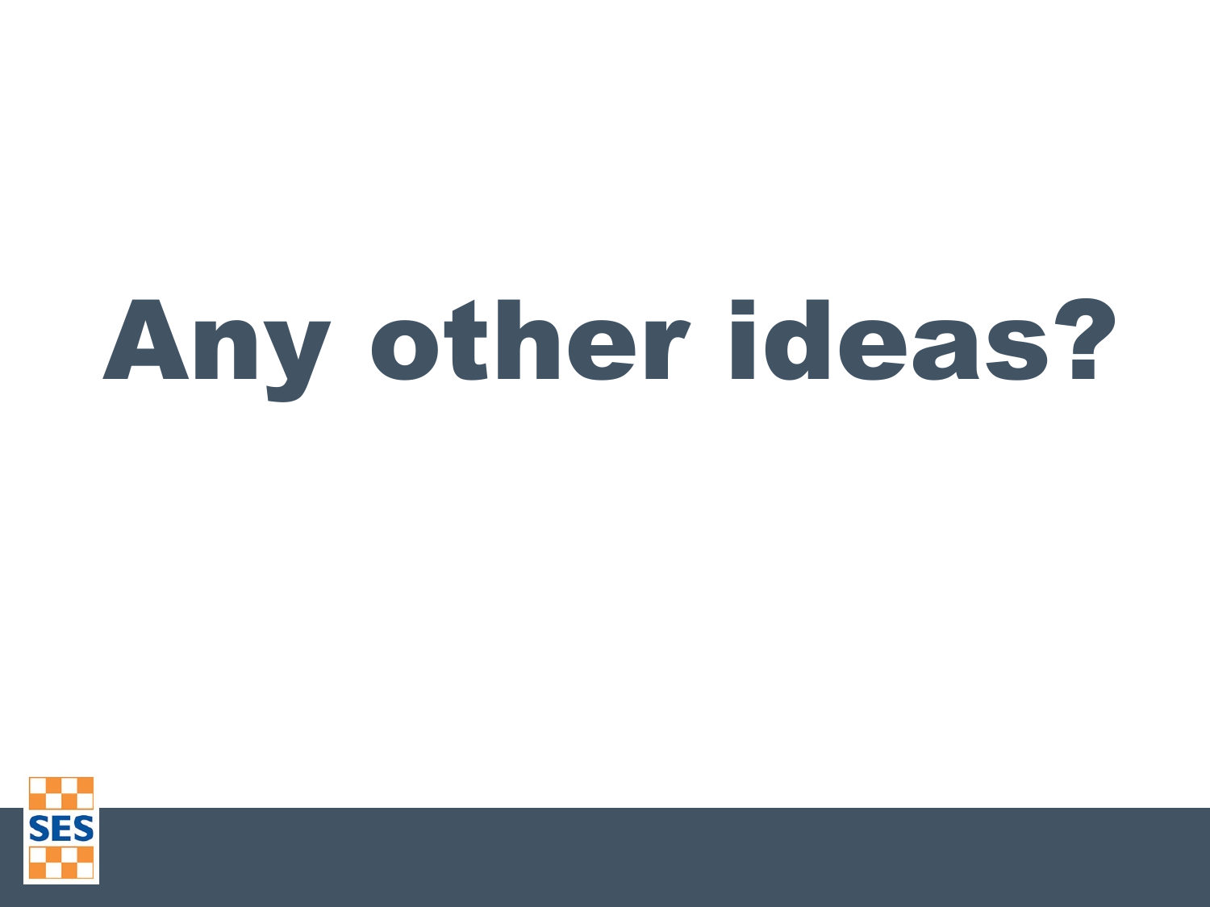# Any other ideas?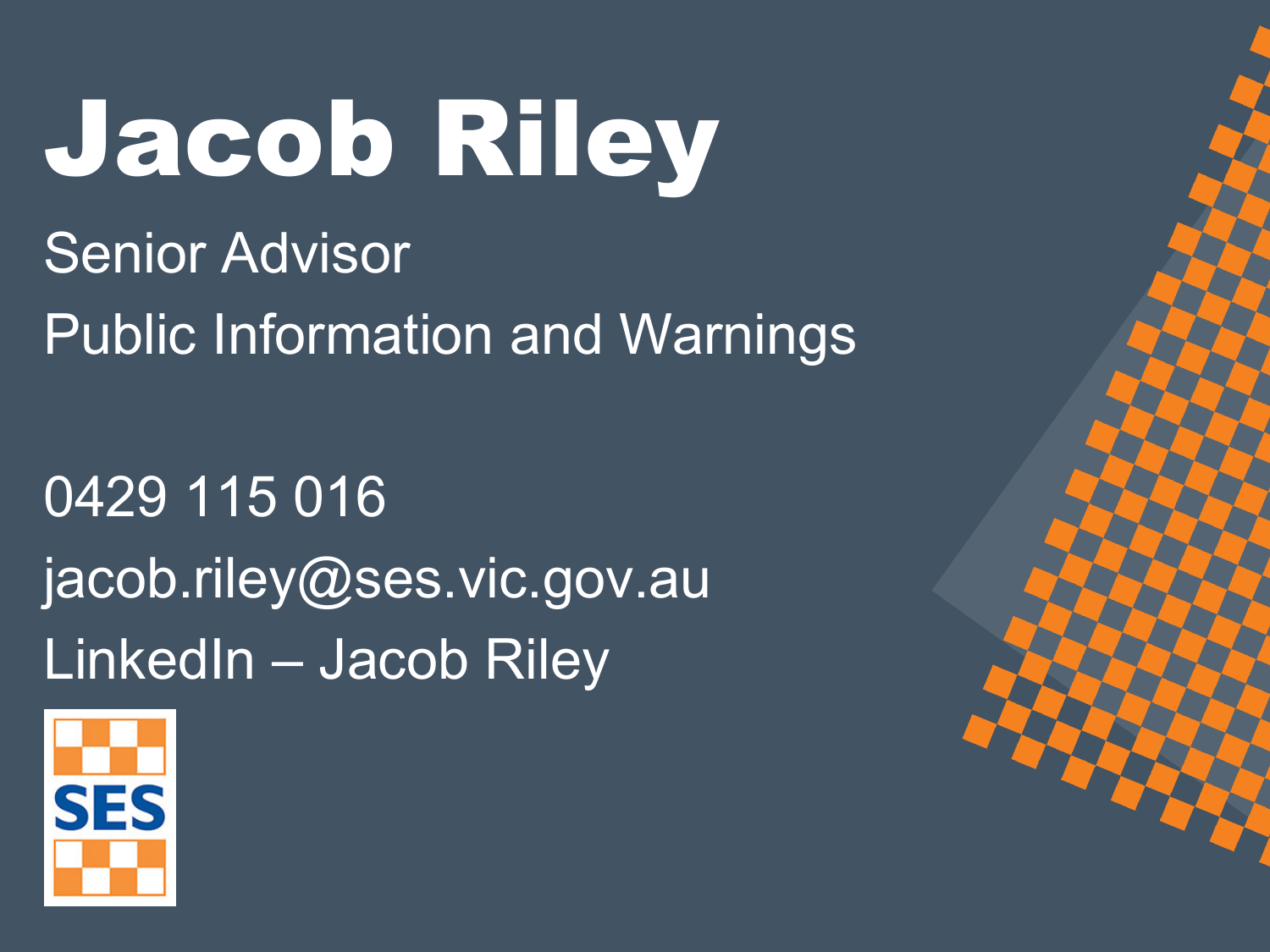# Jacob Riley

Senior Advisor

Public Information and Warnings

0429 115 016

jacob.riley@ses.vic.gov.au

LinkedIn – Jacob Riley

SES